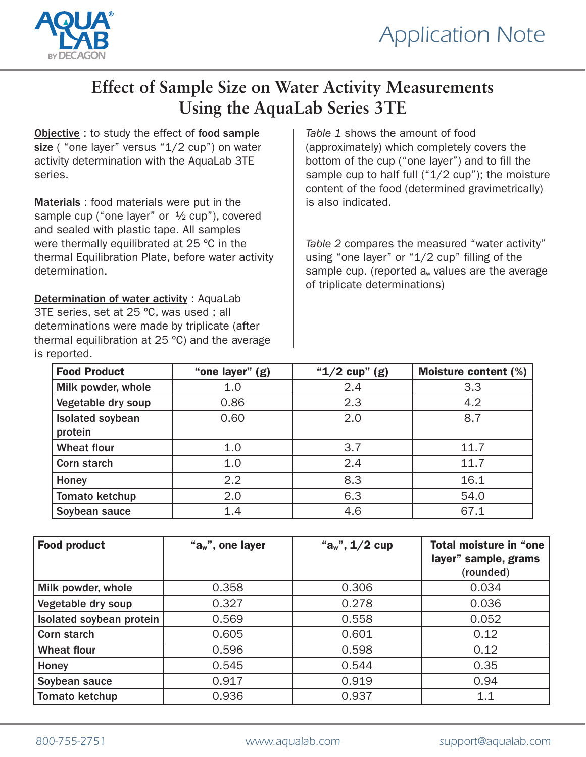# Application Note

## Effect of Sample Size on Water Activity Measurements Using the AquaLab Series 3TE

**Objective** : to study the effect of **food sample size** ( "one layer" versus "1/2 cup") on water activity determination with the AquaLab 3TE series.

**Materials** : food materials were put in the sample cup ("one layer" or ½ cup"), covered and sealed with plastic tape. All samples were thermally equilibrated at 25 °C in the thermal Equilibration Plate, before water activity determination.

**Determination of water activity** : AquaLab 3TE series, set at 25 °C, was used ; all determinations were made by triplicate (after thermal equilibration at 25 °C) and the average is reported.

*Table 1* shows the amount of food (approximately) which completely covers the bottom of the cup ("one layer") and to fill the sample cup to half full ("1/2 cup"); the moisture content of the food (determined gravimetrically) is also indicated.

*Table 2* compares the measured "water activity" using "one layer" or "1/2 cup" filling of the sample cup. (reported $a_w$ values are the average of triplicate determinations)

| Food Product | "one layer" (g) | "1/2 cup" (g) | Moisture content (%) |
|---|---|---|---|
| Milk powder, whole | 1.0 | 2.4 | 3.3 |
| Vegetable dry soup | 0.86 | 2.3 | 4.2 |
| Isolated soybean protein | 0.60 | 2.0 | 8.7 |
| Wheat flour | 1.0 | 3.7 | 11.7 |
| Corn starch | 1.0 | 2.4 | 11.7 |
| Honey | 2.2 | 8.3 | 16.1 |
| Tomato ketchup | 2.0 | 6.3 | 54.0 |
| Soybean sauce | 1.4 | 4.6 | 67.1 |

| Food product | "$a_w$", one layer | "$a_w$", 1/2 cup | Total moisture in "one layer" sample, grams (rounded) |
|---|---|---|---|
| Milk powder, whole | 0.358 | 0.306 | 0.034 |
| Vegetable dry soup | 0.327 | 0.278 | 0.036 |
| Isolated soybean protein | 0.569 | 0.558 | 0.052 |
| Corn starch | 0.605 | 0.601 | 0.12 |
| Wheat flour | 0.596 | 0.598 | 0.12 |
| Honey | 0.545 | 0.544 | 0.35 |
| Soybean sauce | 0.917 | 0.919 | 0.94 |
| Tomato ketchup | 0.936 | 0.937 | 1.1 |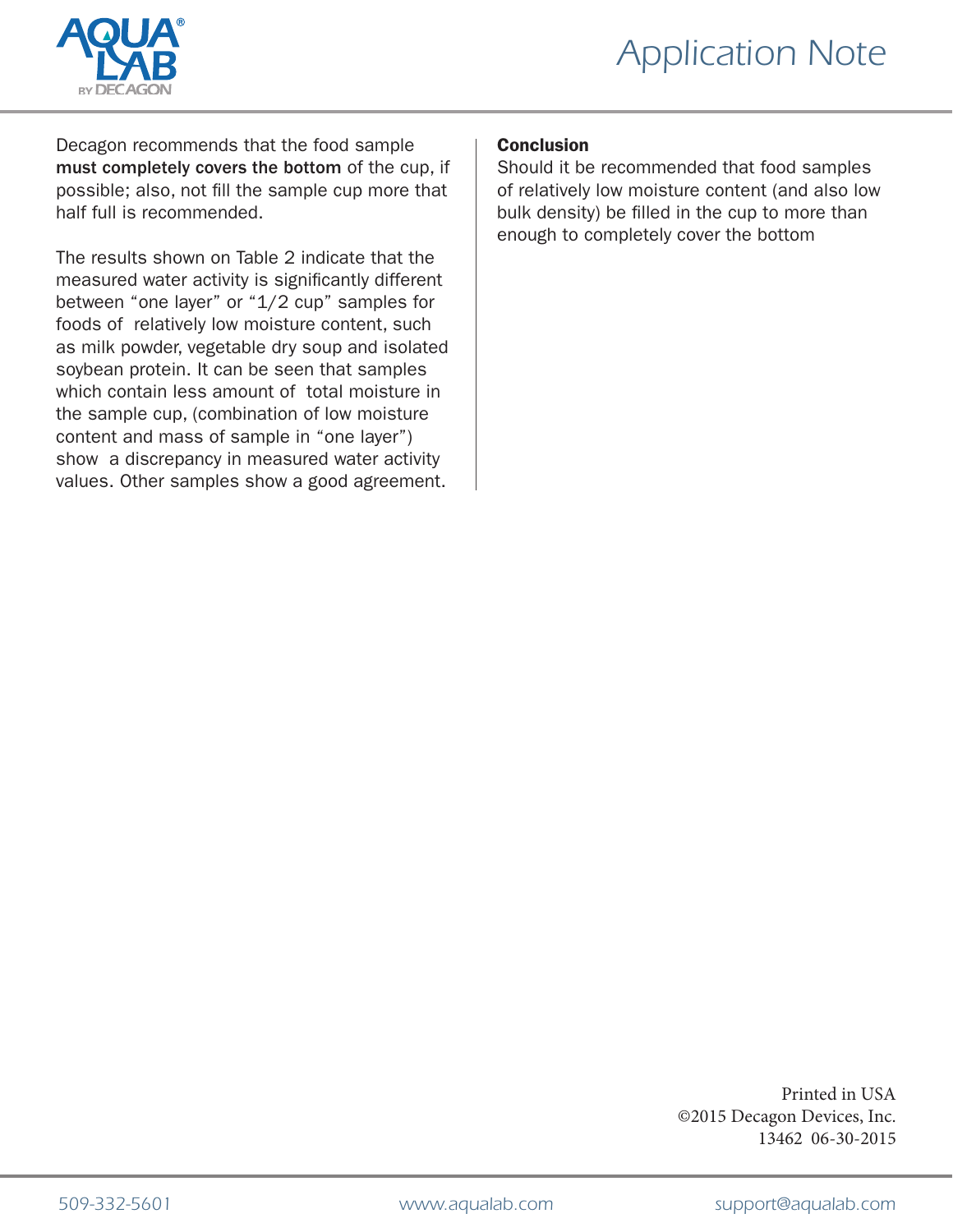Decagon recommends that the food sample **must completely covers the bottom** of the cup, if possible; also, not fill the sample cup more that half full is recommended.

The results shown on Table 2 indicate that the measured water activity is significantly different between "one layer" or "1/2 cup" samples for foods of relatively low moisture content, such as milk powder, vegetable dry soup and isolated soybean protein. It can be seen that samples which contain less amount of total moisture in the sample cup, (combination of low moisture content and mass of sample in "one layer") show a discrepancy in measured water activity values. Other samples show a good agreement.

## Conclusion

Should it be recommended that food samples of relatively low moisture content (and also low bulk density) be filled in the cup to more than enough to completely cover the bottom

Printed in USA
©2015 Decagon Devices, Inc.
13462 06-30-2015